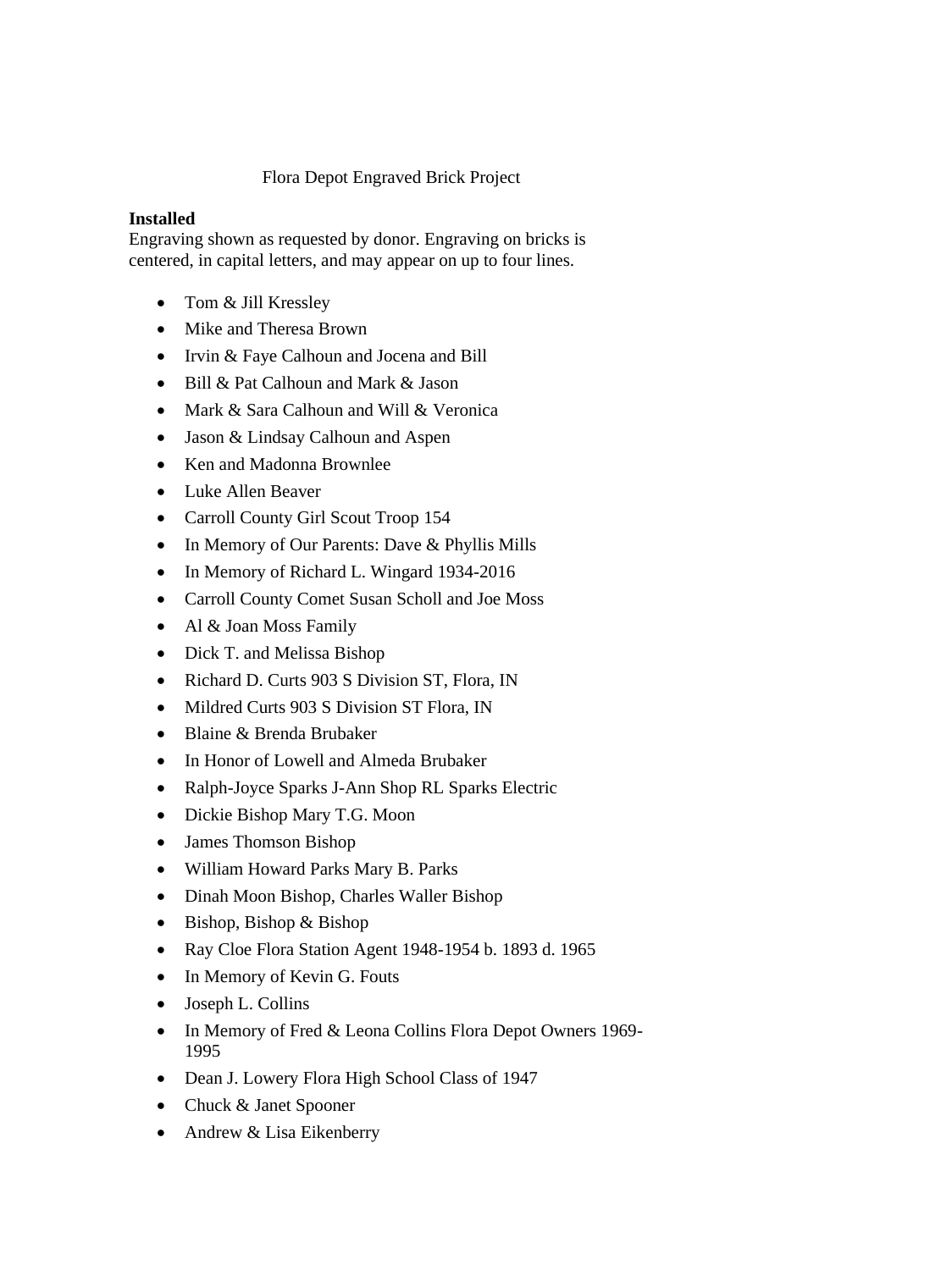# Flora Depot Engraved Brick Project

**Installed**

Engraving shown as requested by donor. Engraving on bricks is centered, in capital letters, and may appear on up to four lines.

- Tom & Jill Kressley
- Mike and Theresa Brown
- Irvin & Faye Calhoun and Jocena and Bill
- Bill & Pat Calhoun and Mark & Jason
- Mark & Sara Calhoun and Will & Veronica
- Jason & Lindsay Calhoun and Aspen
- Ken and Madonna Brownlee
- Luke Allen Beaver
- Carroll County Girl Scout Troop 154
- In Memory of Our Parents: Dave & Phyllis Mills
- In Memory of Richard L. Wingard 1934-2016
- Carroll County Comet Susan Scholl and Joe Moss
- Al & Joan Moss Family
- Dick T. and Melissa Bishop
- Richard D. Curts 903 S Division ST, Flora, IN
- Mildred Curts 903 S Division ST Flora, IN
- Blaine & Brenda Brubaker
- In Honor of Lowell and Almeda Brubaker
- Ralph-Joyce Sparks J-Ann Shop RL Sparks Electric
- Dickie Bishop Mary T.G. Moon
- James Thomson Bishop
- William Howard Parks Mary B. Parks
- Dinah Moon Bishop, Charles Waller Bishop
- Bishop, Bishop & Bishop
- Ray Cloe Flora Station Agent 1948-1954 b. 1893 d. 1965
- In Memory of Kevin G. Fouts
- Joseph L. Collins
- In Memory of Fred & Leona Collins Flora Depot Owners 1969-1995
- Dean J. Lowery Flora High School Class of 1947
- Chuck & Janet Spooner
- Andrew & Lisa Eikenberry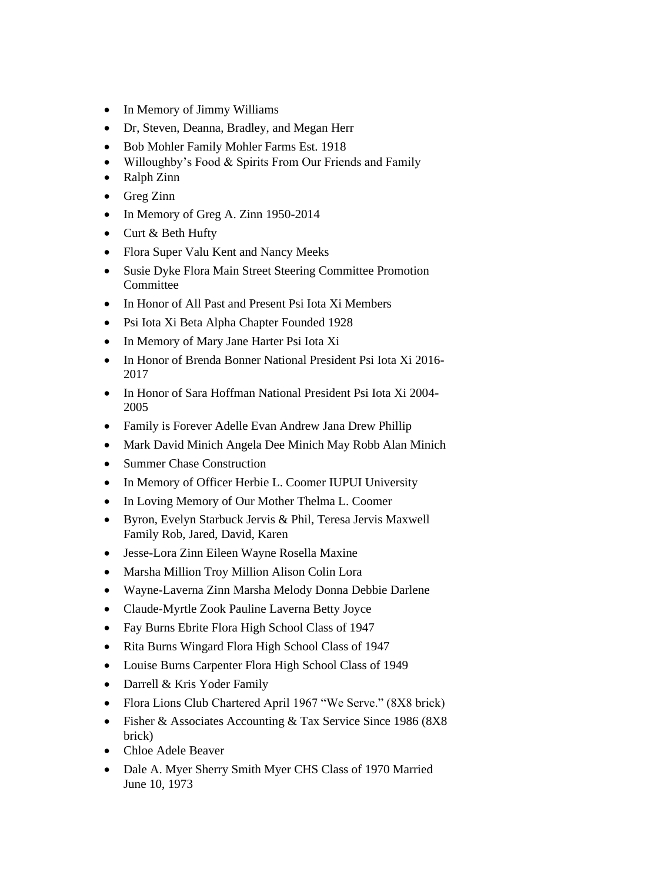- In Memory of Jimmy Williams
- Dr, Steven, Deanna, Bradley, and Megan Herr
- Bob Mohler Family Mohler Farms Est. 1918
- Willoughby's Food & Spirits From Our Friends and Family
- Ralph Zinn
- Greg Zinn
- In Memory of Greg A. Zinn 1950-2014
- Curt & Beth Hufty
- Flora Super Valu Kent and Nancy Meeks
- Susie Dyke Flora Main Street Steering Committee Promotion Committee
- In Honor of All Past and Present Psi Iota Xi Members
- Psi Iota Xi Beta Alpha Chapter Founded 1928
- In Memory of Mary Jane Harter Psi Iota Xi
- In Honor of Brenda Bonner National President Psi Iota Xi 2016-2017
- In Honor of Sara Hoffman National President Psi Iota Xi 2004-2005
- Family is Forever Adelle Evan Andrew Jana Drew Phillip
- Mark David Minich Angela Dee Minich May Robb Alan Minich
- Summer Chase Construction
- In Memory of Officer Herbie L. Coomer IUPUI University
- In Loving Memory of Our Mother Thelma L. Coomer
- Byron, Evelyn Starbuck Jervis & Phil, Teresa Jervis Maxwell Family Rob, Jared, David, Karen
- Jesse-Lora Zinn Eileen Wayne Rosella Maxine
- Marsha Million Troy Million Alison Colin Lora
- Wayne-Laverna Zinn Marsha Melody Donna Debbie Darlene
- Claude-Myrtle Zook Pauline Laverna Betty Joyce
- Fay Burns Ebrite Flora High School Class of 1947
- Rita Burns Wingard Flora High School Class of 1947
- Louise Burns Carpenter Flora High School Class of 1949
- Darrell & Kris Yoder Family
- Flora Lions Club Chartered April 1967 "We Serve." (8X8 brick)
- Fisher & Associates Accounting & Tax Service Since 1986 (8X8 brick)
- Chloe Adele Beaver
- Dale A. Myer Sherry Smith Myer CHS Class of 1970 Married June 10, 1973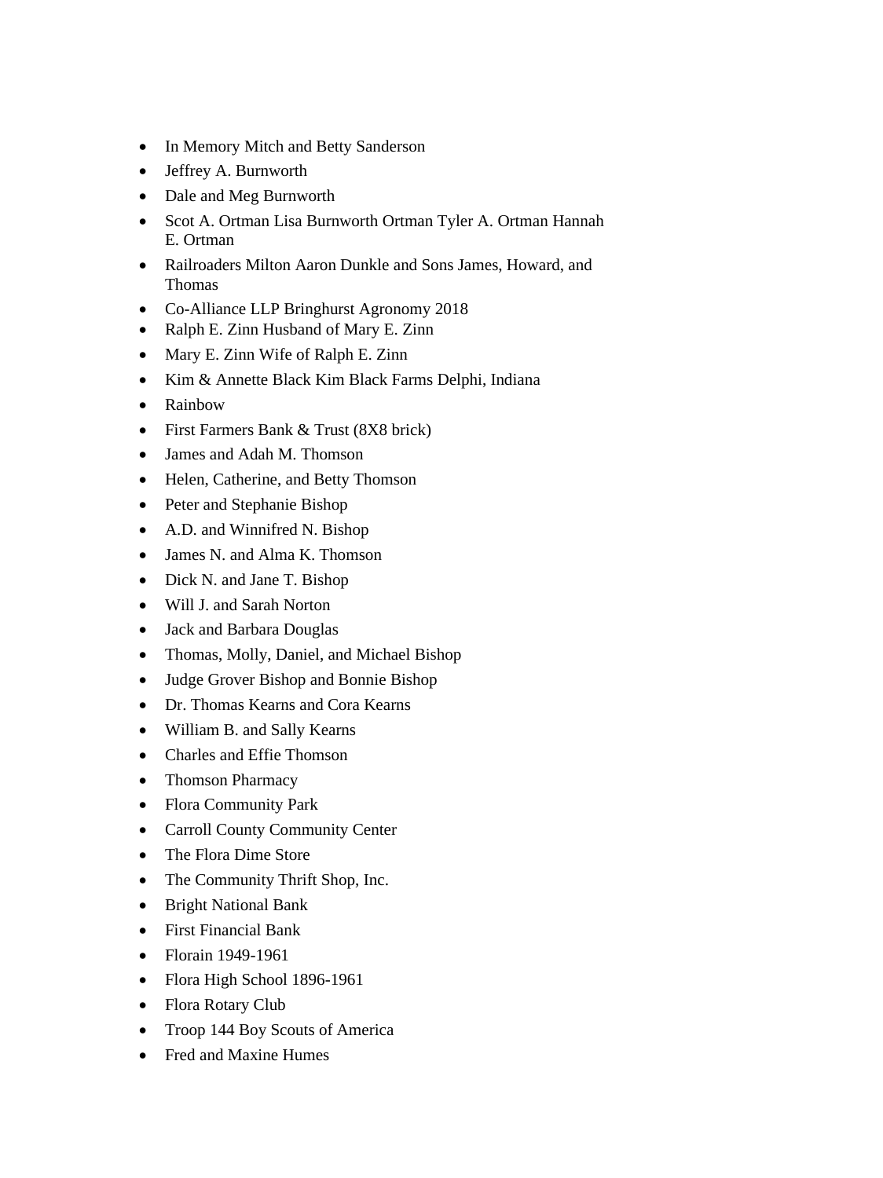- In Memory Mitch and Betty Sanderson
- Jeffrey A. Burnworth
- Dale and Meg Burnworth
- Scot A. Ortman Lisa Burnworth Ortman Tyler A. Ortman Hannah E. Ortman
- Railroaders Milton Aaron Dunkle and Sons James, Howard, and Thomas
- Co-Alliance LLP Bringhurst Agronomy 2018
- Ralph E. Zinn Husband of Mary E. Zinn
- Mary E. Zinn Wife of Ralph E. Zinn
- Kim & Annette Black Kim Black Farms Delphi, Indiana
- Rainbow
- First Farmers Bank & Trust (8X8 brick)
- James and Adah M. Thomson
- Helen, Catherine, and Betty Thomson
- Peter and Stephanie Bishop
- A.D. and Winnifred N. Bishop
- James N. and Alma K. Thomson
- Dick N. and Jane T. Bishop
- Will J. and Sarah Norton
- Jack and Barbara Douglas
- Thomas, Molly, Daniel, and Michael Bishop
- Judge Grover Bishop and Bonnie Bishop
- Dr. Thomas Kearns and Cora Kearns
- William B. and Sally Kearns
- Charles and Effie Thomson
- Thomson Pharmacy
- Flora Community Park
- Carroll County Community Center
- The Flora Dime Store
- The Community Thrift Shop, Inc.
- Bright National Bank
- First Financial Bank
- Florain 1949-1961
- Flora High School 1896-1961
- Flora Rotary Club
- Troop 144 Boy Scouts of America
- Fred and Maxine Humes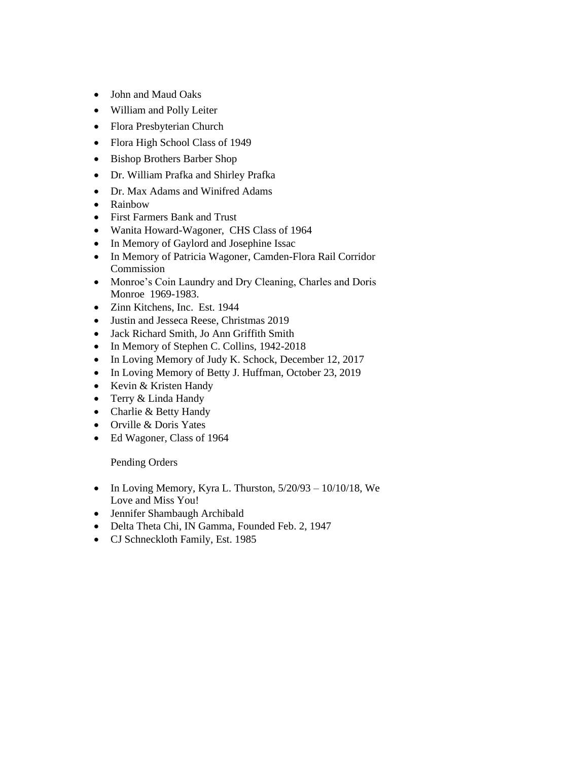- John and Maud Oaks
- William and Polly Leiter
- Flora Presbyterian Church
- Flora High School Class of 1949
- Bishop Brothers Barber Shop
- Dr. William Prafka and Shirley Prafka
- Dr. Max Adams and Winifred Adams
- Rainbow
- First Farmers Bank and Trust
- Wanita Howard-Wagoner, CHS Class of 1964
- In Memory of Gaylord and Josephine Issac
- In Memory of Patricia Wagoner, Camden-Flora Rail Corridor Commission
- Monroe's Coin Laundry and Dry Cleaning, Charles and Doris Monroe 1969-1983.
- Zinn Kitchens, Inc. Est. 1944
- Justin and Jesseca Reese, Christmas 2019
- Jack Richard Smith, Jo Ann Griffith Smith
- In Memory of Stephen C. Collins, 1942-2018
- In Loving Memory of Judy K. Schock, December 12, 2017
- In Loving Memory of Betty J. Huffman, October 23, 2019
- Kevin & Kristen Handy
- Terry & Linda Handy
- Charlie & Betty Handy
- Orville & Doris Yates
- Ed Wagoner, Class of 1964

Pending Orders

- In Loving Memory, Kyra L. Thurston, 5/20/93 – 10/10/18, We Love and Miss You!
- Jennifer Shambaugh Archibald
- Delta Theta Chi, IN Gamma, Founded Feb. 2, 1947
- CJ Schneckloth Family, Est. 1985